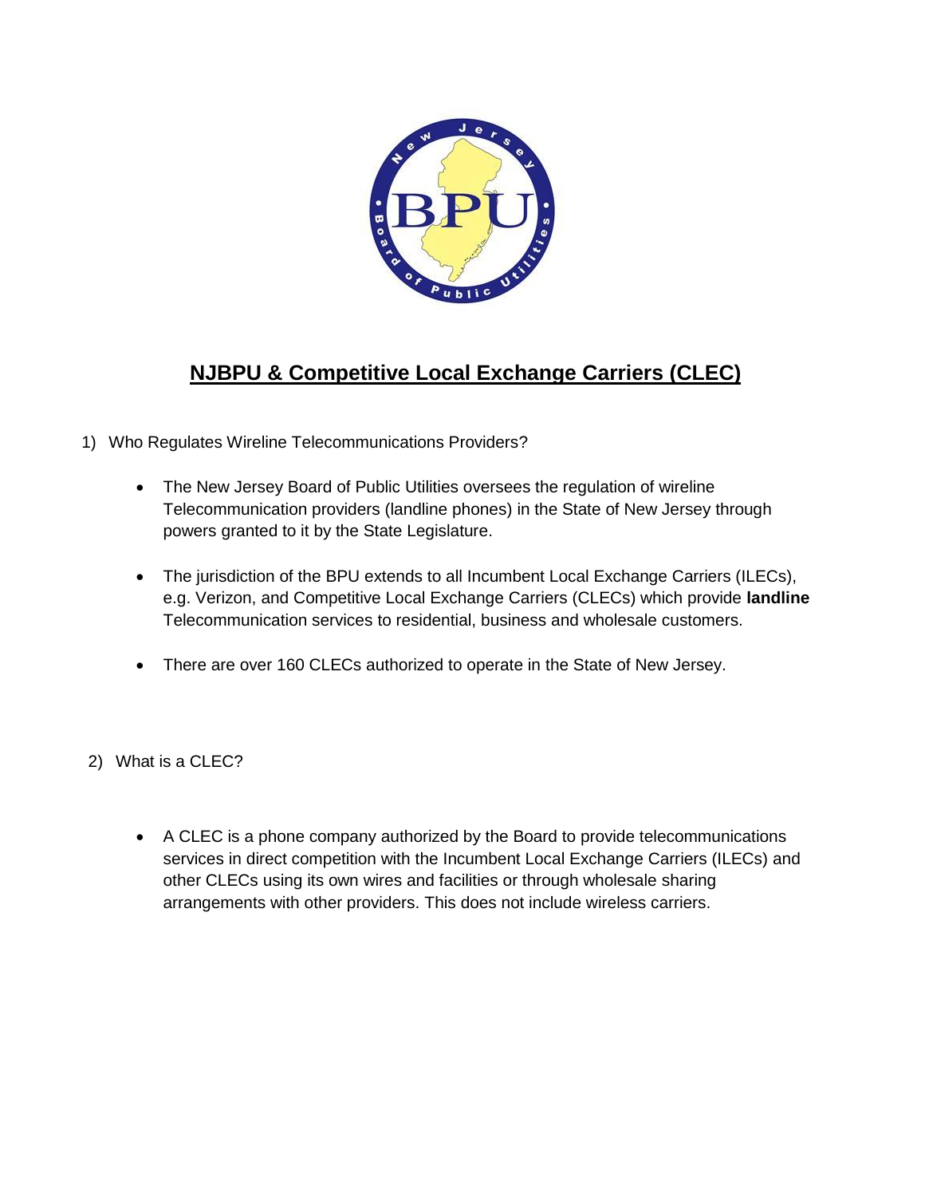# NJBPU & Competitive Local Exchange Carriers (CLEC)

1) Who Regulates Wireline Telecommunications Providers?

   - The New Jersey Board of Public Utilities oversees the regulation of wireline Telecommunication providers (landline phones) in the State of New Jersey through powers granted to it by the State Legislature.

   - The jurisdiction of the BPU extends to all Incumbent Local Exchange Carriers (ILECs), e.g. Verizon, and Competitive Local Exchange Carriers (CLECs) which provide **landline** Telecommunication services to residential, business and wholesale customers.

   - There are over 160 CLECs authorized to operate in the State of New Jersey.

2) What is a CLEC?

   - A CLEC is a phone company authorized by the Board to provide telecommunications services in direct competition with the Incumbent Local Exchange Carriers (ILECs) and other CLECs using its own wires and facilities or through wholesale sharing arrangements with other providers. This does not include wireless carriers.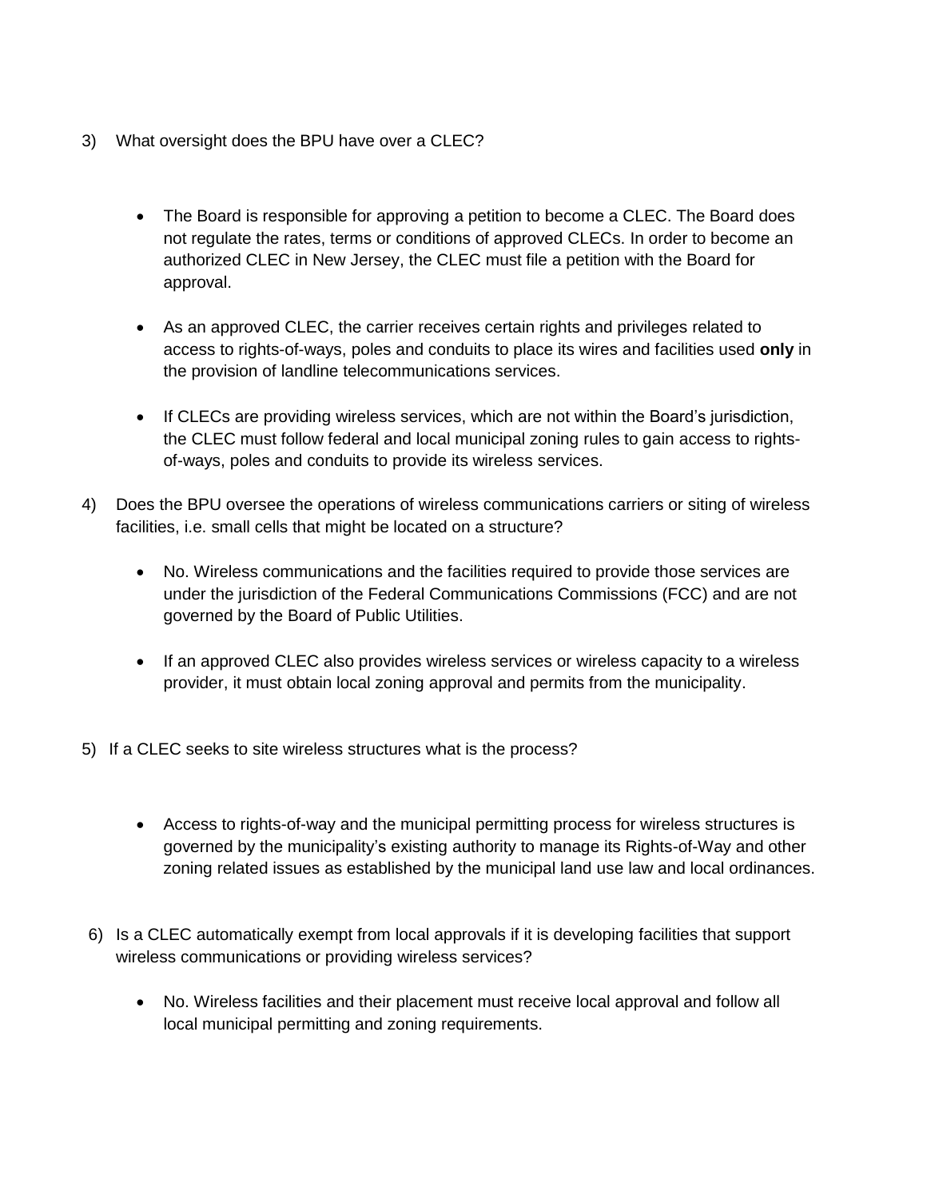3) What oversight does the BPU have over a CLEC?

- The Board is responsible for approving a petition to become a CLEC. The Board does not regulate the rates, terms or conditions of approved CLECs. In order to become an authorized CLEC in New Jersey, the CLEC must file a petition with the Board for approval.
- As an approved CLEC, the carrier receives certain rights and privileges related to access to rights-of-ways, poles and conduits to place its wires and facilities used **only** in the provision of landline telecommunications services.
- If CLECs are providing wireless services, which are not within the Board's jurisdiction, the CLEC must follow federal and local municipal zoning rules to gain access to rights-of-ways, poles and conduits to provide its wireless services.

4) Does the BPU oversee the operations of wireless communications carriers or siting of wireless facilities, i.e. small cells that might be located on a structure?

- No. Wireless communications and the facilities required to provide those services are under the jurisdiction of the Federal Communications Commissions (FCC) and are not governed by the Board of Public Utilities.
- If an approved CLEC also provides wireless services or wireless capacity to a wireless provider, it must obtain local zoning approval and permits from the municipality.

5) If a CLEC seeks to site wireless structures what is the process?

- Access to rights-of-way and the municipal permitting process for wireless structures is governed by the municipality's existing authority to manage its Rights-of-Way and other zoning related issues as established by the municipal land use law and local ordinances.

6) Is a CLEC automatically exempt from local approvals if it is developing facilities that support wireless communications or providing wireless services?

- No. Wireless facilities and their placement must receive local approval and follow all local municipal permitting and zoning requirements.